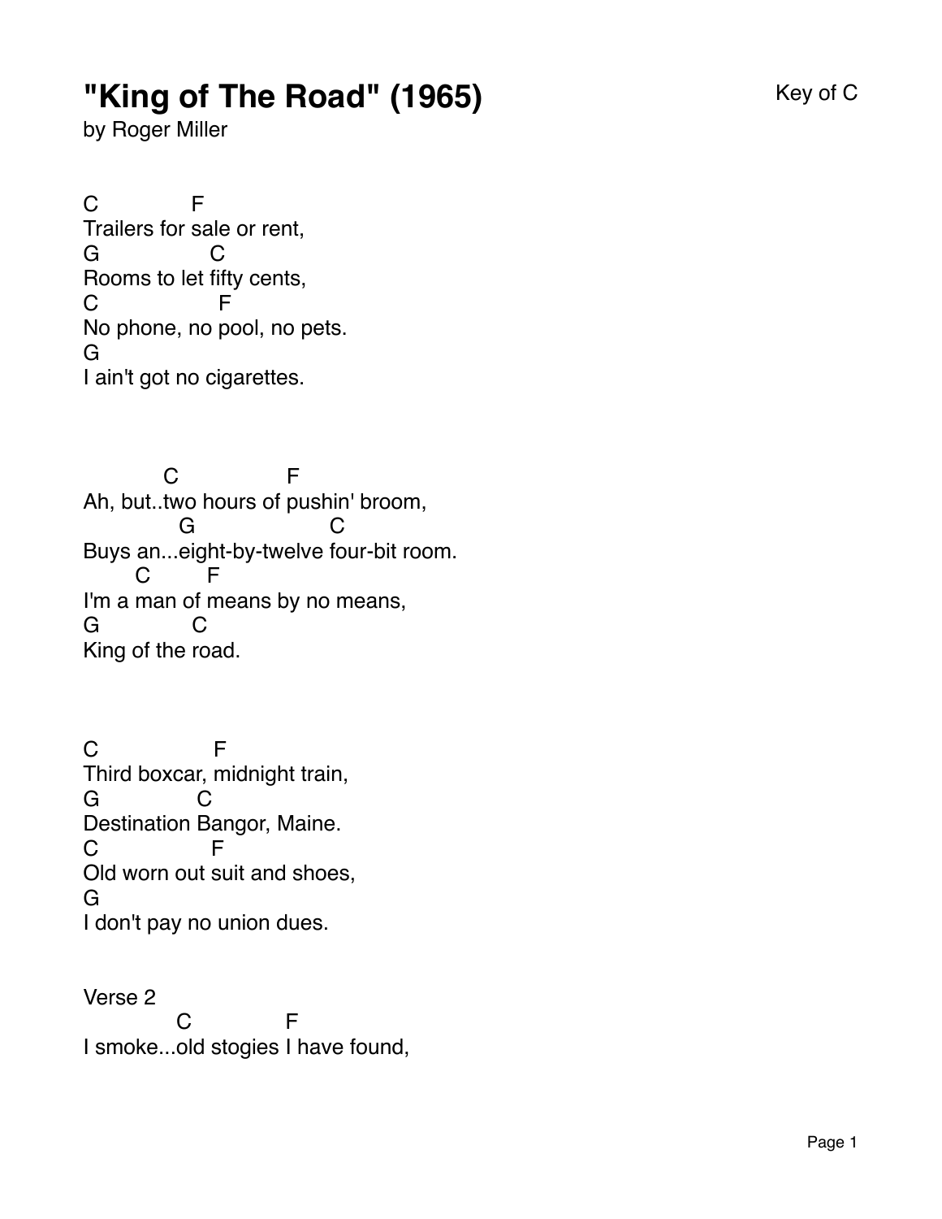# "King of The Road" (1965)

by Roger Miller

Key of C

```
C              F
Trailers for sale or rent,
G                C
Rooms to let fifty cents,
C                   F
No phone, no pool, no pets.
G
I ain't got no cigarettes.
```

```
           C                 F
Ah, but..two hours of pushin' broom,
             G                    C
Buys an...eight-by-twelve four-bit room.
       C        F
I'm a man of means by no means,
G              C
King of the road.
```

```
C                  F
Third boxcar, midnight train,
G              C
Destination Bangor, Maine.
C                F
Old worn out suit and shoes,
G
I don't pay no union dues.
```

Verse 2

```
             C              F
I smoke...old stogies I have found,
```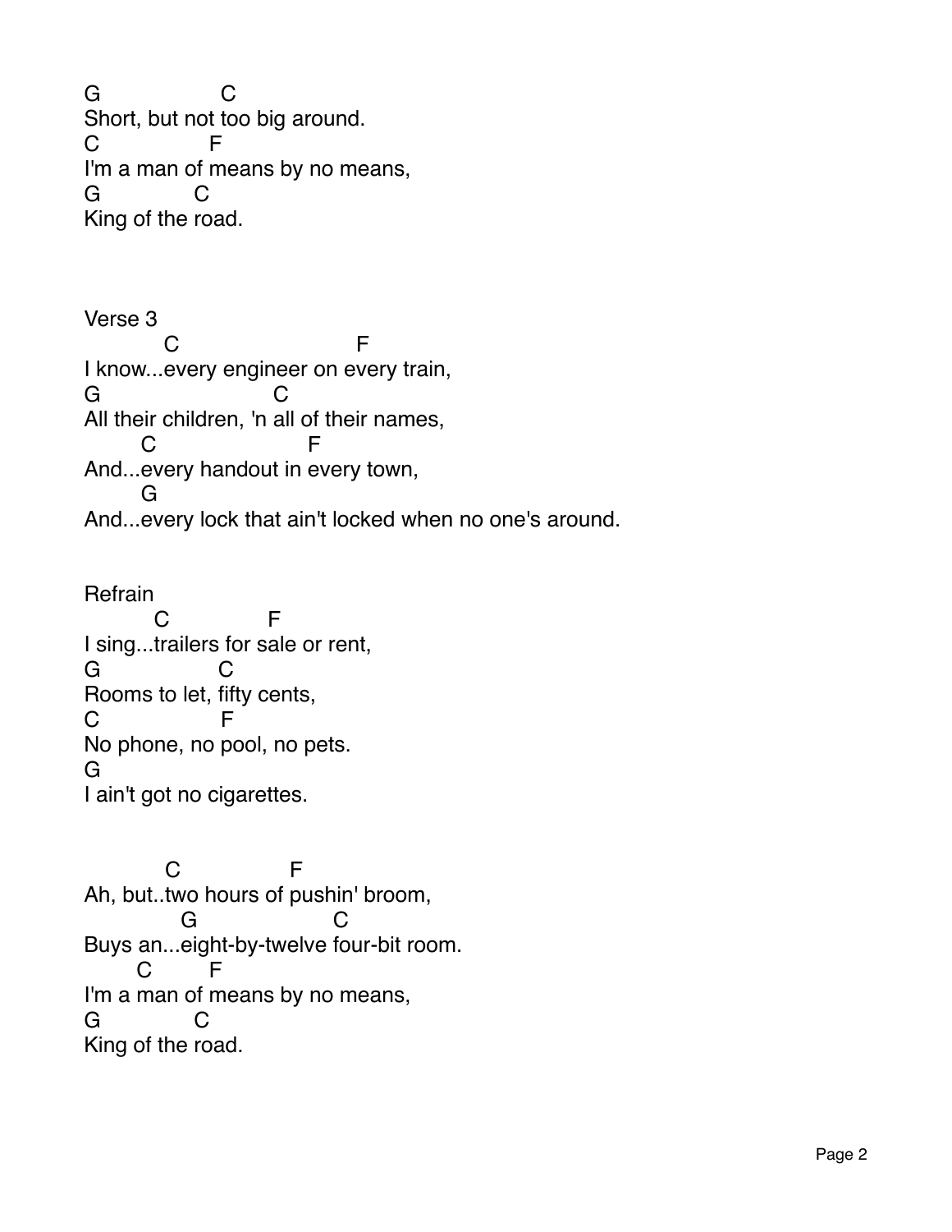```
G                 C
Short, but not too big around.
C              F
I'm a man of means by no means,
G              C
King of the road.
```

Verse 3

```
           C                          F
I know...every engineer on every train,
G                            C
All their children, 'n all of their names,
        C                      F
And...every handout in every town,
        G
And...every lock that ain't locked when no one's around.
```

Refrain

```
          C              F
I sing...trailers for sale or rent,
G                 C
Rooms to let, fifty cents,
C                 F
No phone, no pool, no pets.
G
I ain't got no cigarettes.
```

```
            C                F
Ah, but..two hours of pushin' broom,
              G                    C
Buys an...eight-by-twelve four-bit room.
       C        F
I'm a man of means by no means,
G              C
King of the road.
```